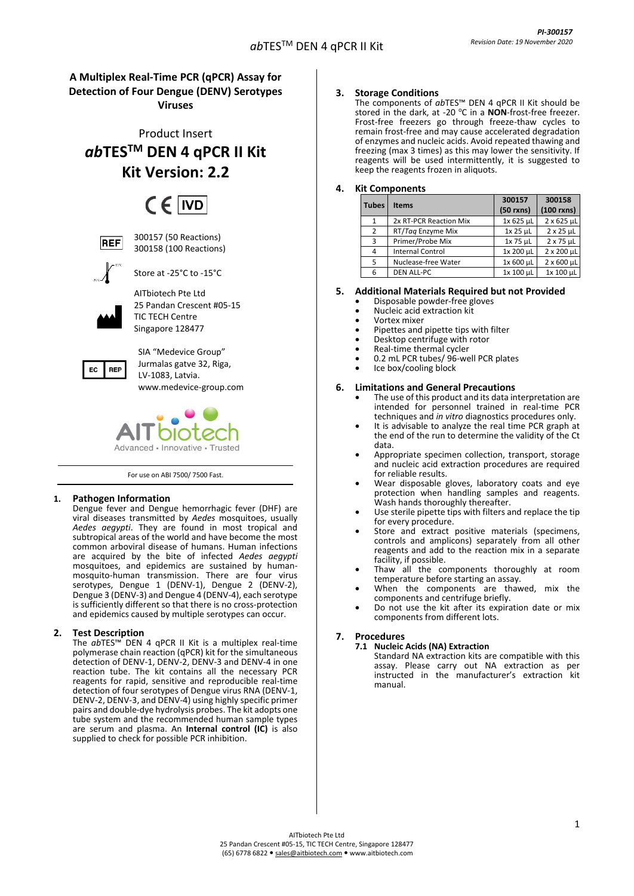*PI-300157*
*Revision Date: 19 November 2020*

## A Multiplex Real-Time PCR (qPCR) Assay for Detection of Four Dengue (DENV) Serotypes Viruses

Product Insert

# *ab*TES™ DEN 4 qPCR II Kit
# Kit Version: 2.2

CE IVD

REF 300157 (50 Reactions)
300158 (100 Reactions)

Store at -25°C to -15°C

AITbiotech Pte Ltd
25 Pandan Crescent #05-15
TIC TECH Centre
Singapore 128477

EC REP
SIA "Medevice Group"
Jurmalas gatve 32, Riga,
LV-1083, Latvia.
www.medevice-group.com

AITbiotech
Advanced • Innovative • Trusted

For use on ABI 7500/ 7500 Fast.

## 1. Pathogen Information

Dengue fever and Dengue hemorrhagic fever (DHF) are viral diseases transmitted by *Aedes* mosquitoes, usually *Aedes aegypti*. They are found in most tropical and subtropical areas of the world and have become the most common arboviral disease of humans. Human infections are acquired by the bite of infected *Aedes aegypti* mosquitoes, and epidemics are sustained by human-mosquito-human transmission. There are four virus serotypes, Dengue 1 (DENV-1), Dengue 2 (DENV-2), Dengue 3 (DENV-3) and Dengue 4 (DENV-4), each serotype is sufficiently different so that there is no cross-protection and epidemics caused by multiple serotypes can occur.

## 2. Test Description

The *ab*TES™ DEN 4 qPCR II Kit is a multiplex real-time polymerase chain reaction (qPCR) kit for the simultaneous detection of DENV-1, DENV-2, DENV-3 and DENV-4 in one reaction tube. The kit contains all the necessary PCR reagents for rapid, sensitive and reproducible real-time detection of four serotypes of Dengue virus RNA (DENV-1, DENV-2, DENV-3, and DENV-4) using highly specific primer pairs and double-dye hydrolysis probes. The kit adopts one tube system and the recommended human sample types are serum and plasma. An **Internal control (IC)** is also supplied to check for possible PCR inhibition.

## 3. Storage Conditions

The components of *ab*TES™ DEN 4 qPCR II Kit should be stored in the dark, at -20 °C in a **NON**-frost-free freezer. Frost-free freezers go through freeze-thaw cycles to remain frost-free and may cause accelerated degradation of enzymes and nucleic acids. Avoid repeated thawing and freezing (max 3 times) as this may lower the sensitivity. If reagents will be used intermittently, it is suggested to keep the reagents frozen in aliquots.

## 4. Kit Components

| Tubes | Items | 300157 (50 rxns) | 300158 (100 rxns) |
|---|---|---|---|
| 1 | 2x RT-PCR Reaction Mix | 1x 625 µL | 2 x 625 µL |
| 2 | RT/*Taq* Enzyme Mix | 1x 25 µL | 2 x 25 µL |
| 3 | Primer/Probe Mix | 1x 75 µL | 2 x 75 µL |
| 4 | Internal Control | 1x 200 µL | 2 x 200 µL |
| 5 | Nuclease-free Water | 1x 600 µL | 2 x 600 µL |
| 6 | DEN ALL-PC | 1x 100 µL | 1x 100 µL |

## 5. Additional Materials Required but not Provided

- Disposable powder-free gloves
- Nucleic acid extraction kit
- Vortex mixer
- Pipettes and pipette tips with filter
- Desktop centrifuge with rotor
- Real-time thermal cycler
- 0.2 mL PCR tubes/ 96-well PCR plates
- Ice box/cooling block

## 6. Limitations and General Precautions

- The use of this product and its data interpretation are intended for personnel trained in real-time PCR techniques and *in vitro* diagnostics procedures only.
- It is advisable to analyze the real time PCR graph at the end of the run to determine the validity of the Ct data.
- Appropriate specimen collection, transport, storage and nucleic acid extraction procedures are required for reliable results.
- Wear disposable gloves, laboratory coats and eye protection when handling samples and reagents. Wash hands thoroughly thereafter.
- Use sterile pipette tips with filters and replace the tip for every procedure.
- Store and extract positive materials (specimens, controls and amplicons) separately from all other reagents and add to the reaction mix in a separate facility, if possible.
- Thaw all the components thoroughly at room temperature before starting an assay.
- When the components are thawed, mix the components and centrifuge briefly.
- Do not use the kit after its expiration date or mix components from different lots.

## 7. Procedures

### 7.1 Nucleic Acids (NA) Extraction

Standard NA extraction kits are compatible with this assay. Please carry out NA extraction as per instructed in the manufacturer's extraction kit manual.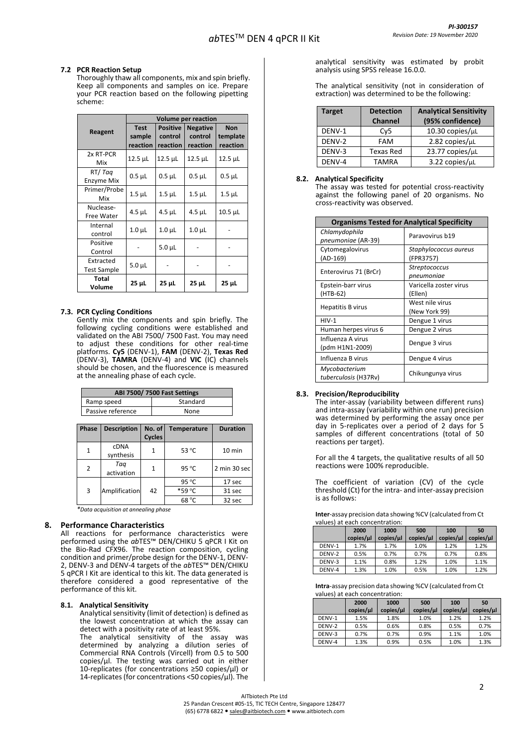### 7.2 PCR Reaction Setup

Thoroughly thaw all components, mix and spin briefly. Keep all components and samples on ice. Prepare your PCR reaction based on the following pipetting scheme:

| Reagent | Volume per reaction | | | |
|---|---|---|---|---|
| | Test sample reaction | Positive control reaction | Negative control reaction | Non template reaction |
| 2x RT-PCR Mix | 12.5 µL | 12.5 µL | 12.5 µL | 12.5 µL |
| RT/ *Taq* Enzyme Mix | 0.5 µL | 0.5 µL | 0.5 µL | 0.5 µL |
| Primer/Probe Mix | 1.5 µL | 1.5 µL | 1.5 µL | 1.5 µL |
| Nuclease-Free Water | 4.5 µL | 4.5 µL | 4.5 µL | 10.5 µL |
| Internal control | 1.0 µL | 1.0 µL | 1.0 µL | - |
| Positive Control | - | 5.0 µL | - | - |
| Extracted Test Sample | 5.0 µL | - | - | - |
| **Total Volume** | **25 µL** | **25 µL** | **25 µL** | **25 µL** |

### 7.3. PCR Cycling Conditions

Gently mix the components and spin briefly. The following cycling conditions were established and validated on the ABI 7500/ 7500 Fast. You may need to adjust these conditions for other real-time platforms. **Cy5** (DENV-1), **FAM** (DENV-2), **Texas Red** (DENV-3), **TAMRA** (DENV-4) and **VIC** (IC) channels should be chosen, and the fluorescence is measured at the annealing phase of each cycle.

| ABI 7500/ 7500 Fast Settings | |
|---|---|
| Ramp speed | Standard |
| Passive reference | None |

| Phase | Description | No. of Cycles | Temperature | Duration |
|---|---|---|---|---|
| 1 | cDNA synthesis | 1 | 53 °C | 10 min |
| 2 | *Taq* activation | 1 | 95 °C | 2 min 30 sec |
| 3 | Amplification | 42 | 95 °C | 17 sec |
| | | | *59 °C | 31 sec |
| | | | 68 °C | 32 sec |

*\*Data acquisition at annealing phase*

## 8. Performance Characteristics

All reactions for performance characteristics were performed using the *ab*TES™ DEN/CHIKU 5 qPCR I Kit on the Bio-Rad CFX96. The reaction composition, cycling condition and primer/probe design for the DENV-1, DENV-2, DENV-3 and DENV-4 targets of the *ab*TES™ DEN/CHIKU 5 qPCR I Kit are identical to this kit. The data generated is therefore considered a good representative of the performance of this kit.

### 8.1. Analytical Sensitivity

Analytical sensitivity (limit of detection) is defined as the lowest concentration at which the assay can detect with a positivity rate of at least 95%.

The analytical sensitivity of the assay was determined by analyzing a dilution series of Commercial RNA Controls (Vircell) from 0.5 to 500 copies/µl. The testing was carried out in either 10-replicates (for concentrations ≥50 copies/µl) or 14-replicates (for concentrations <50 copies/µl). The analytical sensitivity was estimated by probit analysis using SPSS release 16.0.0.

The analytical sensitivity (not in consideration of extraction) was determined to be the following:

| Target | Detection Channel | Analytical Sensitivity (95% confidence) |
|---|---|---|
| DENV-1 | Cy5 | 10.30 copies/µL |
| DENV-2 | FAM | 2.82 copies/µL |
| DENV-3 | Texas Red | 23.77 copies/µL |
| DENV-4 | TAMRA | 3.22 copies/µL |

### 8.2. Analytical Specificity

The assay was tested for potential cross-reactivity against the following panel of 20 organisms. No cross-reactivity was observed.

| Organisms Tested for Analytical Specificity | |
|---|---|
| *Chlamydophila pneumoniae* (AR-39) | Paravovirus b19 |
| Cytomegalovirus (AD-169) | *Staphylococcus aureus* (FPR3757) |
| Enterovirus 71 (BrCr) | *Streptococcus pneumoniae* |
| Epstein-barr virus (HTB-62) | Varicella zoster virus (Ellen) |
| Hepatitis B virus | West nile virus (New York 99) |
| HIV-1 | Dengue 1 virus |
| Human herpes virus 6 | Dengue 2 virus |
| Influenza A virus (pdm H1N1-2009) | Dengue 3 virus |
| Influenza B virus | Dengue 4 virus |
| *Mycobacterium tuberculosis* (H37Rv) | Chikungunya virus |

### 8.3. Precision/Reproducibility

The inter-assay (variability between different runs) and intra-assay (variability within one run) precision was determined by performing the assay once per day in 5-replicates over a period of 2 days for 5 samples of different concentrations (total of 50 reactions per target).

For all the 4 targets, the qualitative results of all 50 reactions were 100% reproducible.

The coefficient of variation (CV) of the cycle threshold (Ct) for the intra- and inter-assay precision is as follows:

**Inter**-assay precision data showing %CV (calculated from Ct values) at each concentration:

| | 2000 copies/µl | 1000 copies/µl | 500 copies/µl | 100 copies/µl | 50 copies/µl |
|---|---|---|---|---|---|
| DENV-1 | 1.7% | 1.7% | 1.0% | 1.2% | 1.2% |
| DENV-2 | 0.5% | 0.7% | 0.7% | 0.7% | 0.8% |
| DENV-3 | 1.1% | 0.8% | 1.2% | 1.0% | 1.1% |
| DENV-4 | 1.3% | 1.0% | 0.5% | 1.0% | 1.2% |

**Intra**-assay precision data showing %CV (calculated from Ct values) at each concentration:

| | 2000 copies/µl | 1000 copies/µl | 500 copies/µl | 100 copies/µl | 50 copies/µl |
|---|---|---|---|---|---|
| DENV-1 | 1.5% | 1.8% | 1.0% | 1.2% | 1.2% |
| DENV-2 | 0.5% | 0.6% | 0.8% | 0.5% | 0.7% |
| DENV-3 | 0.7% | 0.7% | 0.9% | 1.1% | 1.0% |
| DENV-4 | 1.3% | 0.9% | 0.5% | 1.0% | 1.3% |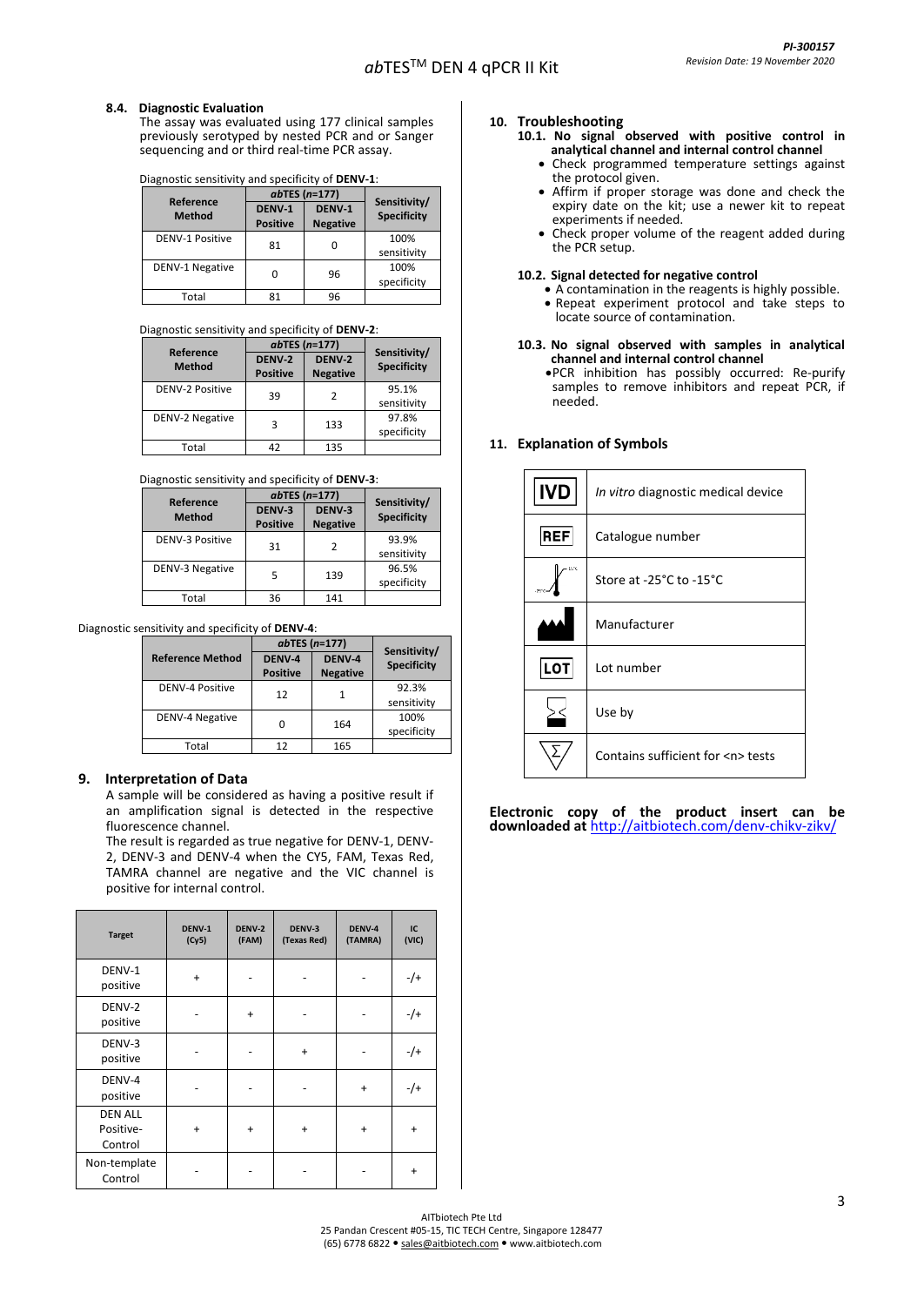### 8.4. Diagnostic Evaluation

The assay was evaluated using 177 clinical samples previously serotyped by nested PCR and or Sanger sequencing and or third real-time PCR assay.

Diagnostic sensitivity and specificity of **DENV-1**:

| Reference Method | *ab*TES (*n*=177) | | Sensitivity/ Specificity |
|---|---|---|---|
| | DENV-1 Positive | DENV-1 Negative | |
| DENV-1 Positive | 81 | 0 | 100% sensitivity |
| DENV-1 Negative | 0 | 96 | 100% specificity |
| Total | 81 | 96 | |

Diagnostic sensitivity and specificity of **DENV-2**:

| Reference Method | *ab*TES (*n*=177) | | Sensitivity/ Specificity |
|---|---|---|---|
| | DENV-2 Positive | DENV-2 Negative | |
| DENV-2 Positive | 39 | 2 | 95.1% sensitivity |
| DENV-2 Negative | 3 | 133 | 97.8% specificity |
| Total | 42 | 135 | |

Diagnostic sensitivity and specificity of **DENV-3**:

| Reference Method | *ab*TES (*n*=177) | | Sensitivity/ Specificity |
|---|---|---|---|
| | DENV-3 Positive | DENV-3 Negative | |
| DENV-3 Positive | 31 | 2 | 93.9% sensitivity |
| DENV-3 Negative | 5 | 139 | 96.5% specificity |
| Total | 36 | 141 | |

Diagnostic sensitivity and specificity of **DENV-4**:

| Reference Method | *ab*TES (*n*=177) | | Sensitivity/ Specificity |
|---|---|---|---|
| | DENV-4 Positive | DENV-4 Negative | |
| DENV-4 Positive | 12 | 1 | 92.3% sensitivity |
| DENV-4 Negative | 0 | 164 | 100% specificity |
| Total | 12 | 165 | |

## 9. Interpretation of Data

A sample will be considered as having a positive result if an amplification signal is detected in the respective fluorescence channel.

The result is regarded as true negative for DENV-1, DENV-2, DENV-3 and DENV-4 when the CY5, FAM, Texas Red, TAMRA channel are negative and the VIC channel is positive for internal control.

| Target | DENV-1 (Cy5) | DENV-2 (FAM) | DENV-3 (Texas Red) | DENV-4 (TAMRA) | IC (VIC) |
|---|---|---|---|---|---|
| DENV-1 positive | + | - | - | - | -/+ |
| DENV-2 positive | - | + | - | - | -/+ |
| DENV-3 positive | - | - | + | - | -/+ |
| DENV-4 positive | - | - | - | + | -/+ |
| DEN ALL Positive-Control | + | + | + | + | + |
| Non-template Control | - | - | - | - | + |

## 10. Troubleshooting

### 10.1. No signal observed with positive control in analytical channel and internal control channel

- Check programmed temperature settings against the protocol given.
- Affirm if proper storage was done and check the expiry date on the kit; use a newer kit to repeat experiments if needed.
- Check proper volume of the reagent added during the PCR setup.

### 10.2. Signal detected for negative control

- A contamination in the reagents is highly possible.
- Repeat experiment protocol and take steps to locate source of contamination.

### 10.3. No signal observed with samples in analytical channel and internal control channel

- PCR inhibition has possibly occurred: Re-purify samples to remove inhibitors and repeat PCR, if needed.

## 11. Explanation of Symbols

| | |
|---|---|
| IVD | *In vitro* diagnostic medical device |
| REF | Catalogue number |
| | Store at -25°C to -15°C |
| | Manufacturer |
| LOT | Lot number |
| | Use by |
| Σ | Contains sufficient for <n> tests |

**Electronic copy of the product insert can be downloaded at** http://aitbiotech.com/denv-chikv-zikv/